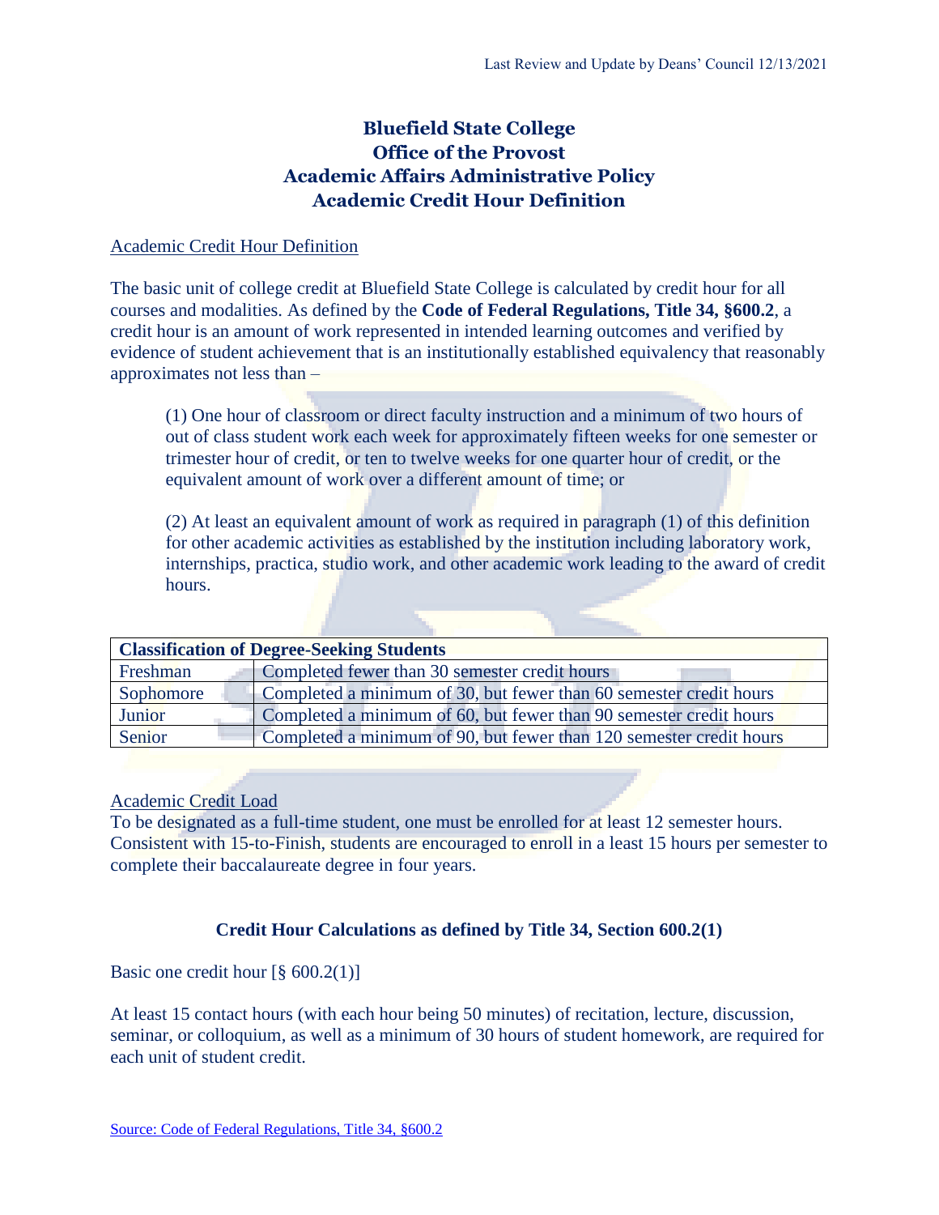Last Review and Update by Deans' Council 12/13/2021

# Bluefield State College
# Office of the Provost
# Academic Affairs Administrative Policy
# Academic Credit Hour Definition

## Academic Credit Hour Definition

The basic unit of college credit at Bluefield State College is calculated by credit hour for all courses and modalities. As defined by the **Code of Federal Regulations, Title 34, §600.2**, a credit hour is an amount of work represented in intended learning outcomes and verified by evidence of student achievement that is an institutionally established equivalency that reasonably approximates not less than –

> (1) One hour of classroom or direct faculty instruction and a minimum of two hours of out of class student work each week for approximately fifteen weeks for one semester or trimester hour of credit, or ten to twelve weeks for one quarter hour of credit, or the equivalent amount of work over a different amount of time; or
>
> (2) At least an equivalent amount of work as required in paragraph (1) of this definition for other academic activities as established by the institution including laboratory work, internships, practica, studio work, and other academic work leading to the award of credit hours.

| **Classification of Degree-Seeking Students** | |
|---|---|
| Freshman | Completed fewer than 30 semester credit hours |
| Sophomore | Completed a minimum of 30, but fewer than 60 semester credit hours |
| Junior | Completed a minimum of 60, but fewer than 90 semester credit hours |
| Senior | Completed a minimum of 90, but fewer than 120 semester credit hours |

## Academic Credit Load

To be designated as a full-time student, one must be enrolled for at least 12 semester hours. Consistent with 15-to-Finish, students are encouraged to enroll in a least 15 hours per semester to complete their baccalaureate degree in four years.

### Credit Hour Calculations as defined by Title 34, Section 600.2(1)

Basic one credit hour [§ 600.2(1)]

At least 15 contact hours (with each hour being 50 minutes) of recitation, lecture, discussion, seminar, or colloquium, as well as a minimum of 30 hours of student homework, are required for each unit of student credit.

Source: Code of Federal Regulations, Title 34, §600.2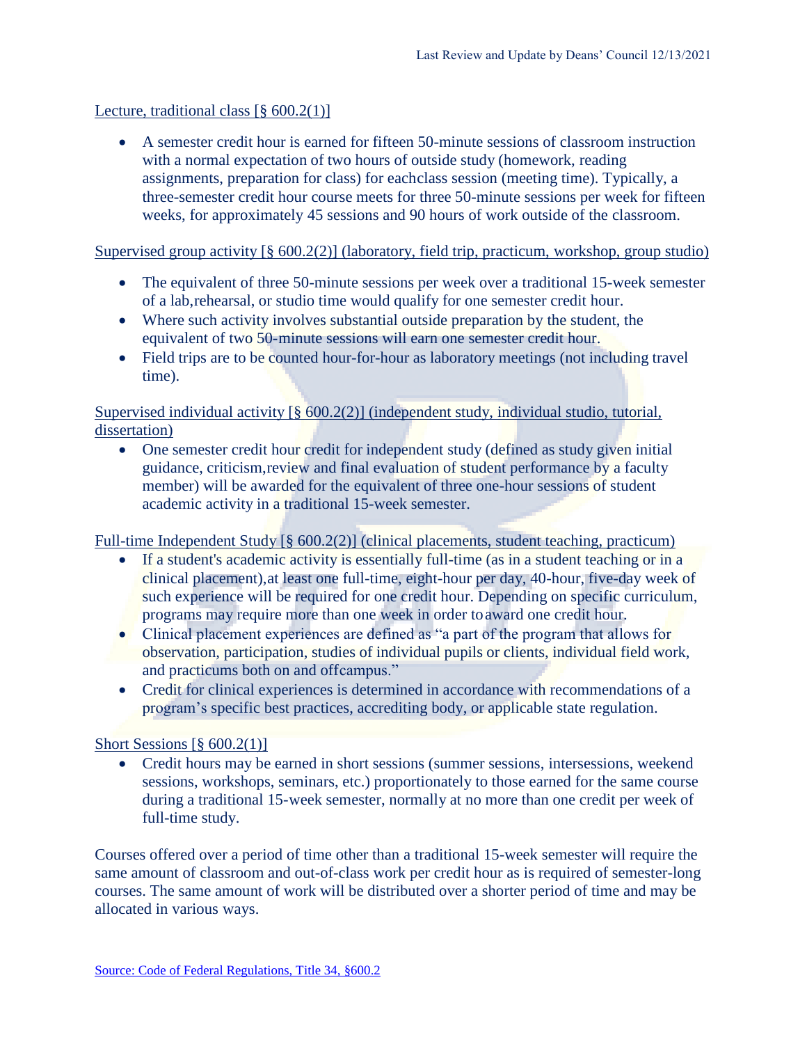Lecture, traditional class [§ 600.2(1)]

- A semester credit hour is earned for fifteen 50-minute sessions of classroom instruction with a normal expectation of two hours of outside study (homework, reading assignments, preparation for class) for eachclass session (meeting time). Typically, a three-semester credit hour course meets for three 50-minute sessions per week for fifteen weeks, for approximately 45 sessions and 90 hours of work outside of the classroom.

Supervised group activity [§ 600.2(2)] (laboratory, field trip, practicum, workshop, group studio)

- The equivalent of three 50-minute sessions per week over a traditional 15-week semester of a lab,rehearsal, or studio time would qualify for one semester credit hour.
- Where such activity involves substantial outside preparation by the student, the equivalent of two 50-minute sessions will earn one semester credit hour.
- Field trips are to be counted hour-for-hour as laboratory meetings (not including travel time).

Supervised individual activity [§ 600.2(2)] (independent study, individual studio, tutorial, dissertation)

- One semester credit hour credit for independent study (defined as study given initial guidance, criticism,review and final evaluation of student performance by a faculty member) will be awarded for the equivalent of three one-hour sessions of student academic activity in a traditional 15-week semester.

Full-time Independent Study [§ 600.2(2)] (clinical placements, student teaching, practicum)

- If a student's academic activity is essentially full-time (as in a student teaching or in a clinical placement),at least one full-time, eight-hour per day, 40-hour, five-day week of such experience will be required for one credit hour. Depending on specific curriculum, programs may require more than one week in order to award one credit hour.
- Clinical placement experiences are defined as "a part of the program that allows for observation, participation, studies of individual pupils or clients, individual field work, and practicums both on and offcampus."
- Credit for clinical experiences is determined in accordance with recommendations of a program's specific best practices, accrediting body, or applicable state regulation.

Short Sessions [§ 600.2(1)]

- Credit hours may be earned in short sessions (summer sessions, intersessions, weekend sessions, workshops, seminars, etc.) proportionately to those earned for the same course during a traditional 15-week semester, normally at no more than one credit per week of full-time study.

Courses offered over a period of time other than a traditional 15-week semester will require the same amount of classroom and out-of-class work per credit hour as is required of semester-long courses. The same amount of work will be distributed over a shorter period of time and may be allocated in various ways.

Source: Code of Federal Regulations, Title 34, §600.2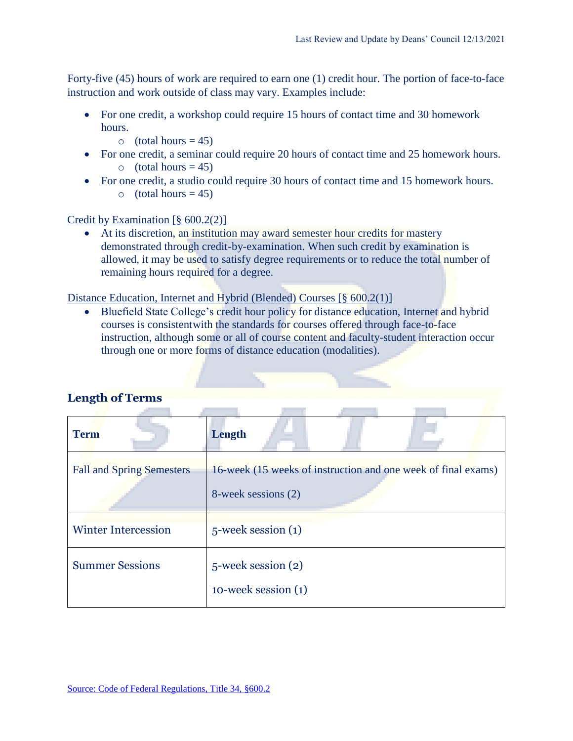Forty-five (45) hours of work are required to earn one (1) credit hour. The portion of face-to-face instruction and work outside of class may vary. Examples include:

- For one credit, a workshop could require 15 hours of contact time and 30 homework hours.
  - (total hours = 45)
- For one credit, a seminar could require 20 hours of contact time and 25 homework hours.
  - (total hours = 45)
- For one credit, a studio could require 30 hours of contact time and 15 homework hours.
  - (total hours = 45)

Credit by Examination [§ 600.2(2)]

- At its discretion, an institution may award semester hour credits for mastery demonstrated through credit-by-examination. When such credit by examination is allowed, it may be used to satisfy degree requirements or to reduce the total number of remaining hours required for a degree.

Distance Education, Internet and Hybrid (Blended) Courses [§ 600.2(1)]

- Bluefield State College's credit hour policy for distance education, Internet and hybrid courses is consistentwith the standards for courses offered through face-to-face instruction, although some or all of course content and faculty-student interaction occur through one or more forms of distance education (modalities).

## Length of Terms

| Term | Length |
| --- | --- |
| Fall and Spring Semesters | 16-week (15 weeks of instruction and one week of final exams)<br>8-week sessions (2) |
| Winter Intercession | 5-week session (1) |
| Summer Sessions | 5-week session (2)<br>10-week session (1) |

Source: Code of Federal Regulations, Title 34, §600.2